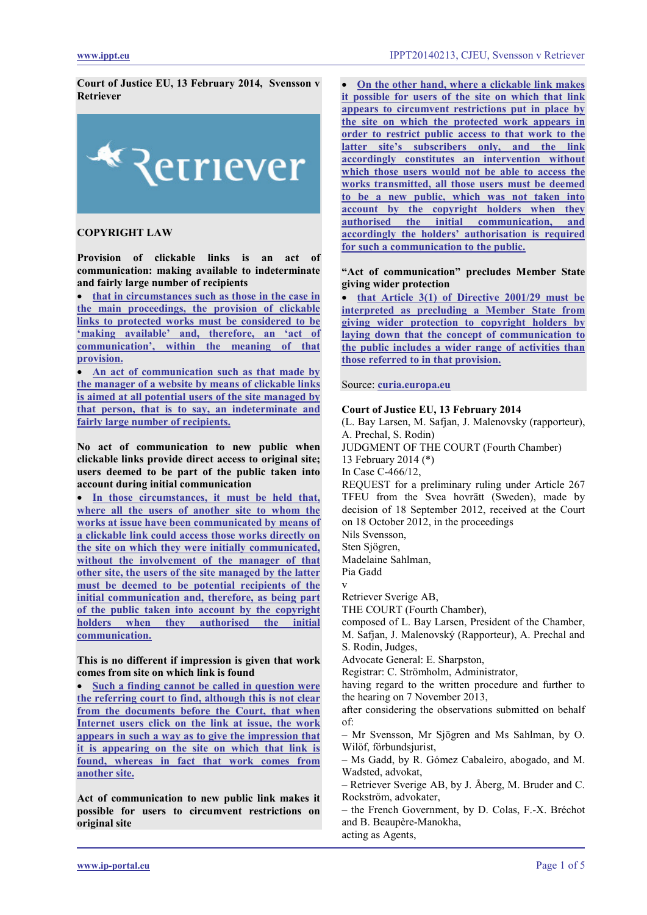**Court of Justice EU, 13 February 2014, Svensson v Retriever**

COPYRIGHT LAW

**Provision of clickable links is an act of communication: making available to indeterminate and fairly large number of recipients**

- that in circumstances such as those in the case in the main proceedings, the provision of clickable links to protected works must be considered to be 'making available' and, therefore, an 'act of communication', within the meaning of that provision.
- An act of communication such as that made by the manager of a website by means of clickable links is aimed at all potential users of the site managed by that person, that is to say, an indeterminate and fairly large number of recipients.

**No act of communication to new public when clickable links provide direct access to original site; users deemed to be part of the public taken into account during initial communication**

- In those circumstances, it must be held that, where all the users of another site to whom the works at issue have been communicated by means of a clickable link could access those works directly on the site on which they were initially communicated, without the involvement of the manager of that other site, the users of the site managed by the latter must be deemed to be potential recipients of the initial communication and, therefore, as being part of the public taken into account by the copyright holders when they authorised the initial communication.

**This is no different if impression is given that work comes from site on which link is found**

- Such a finding cannot be called in question were the referring court to find, although this is not clear from the documents before the Court, that when Internet users click on the link at issue, the work appears in such a way as to give the impression that it is appearing on the site on which that link is found, whereas in fact that work comes from another site.

**Act of communication to new public link makes it possible for users to circumvent restrictions on original site**

- On the other hand, where a clickable link makes it possible for users of the site on which that link appears to circumvent restrictions put in place by the site on which the protected work appears in order to restrict public access to that work to the latter site's subscribers only, and the link accordingly constitutes an intervention without which those users would not be able to access the works transmitted, all those users must be deemed to be a new public, which was not taken into account by the copyright holders when they authorised the initial communication, and accordingly the holders' authorisation is required for such a communication to the public.

**"Act of communication" precludes Member State giving wider protection**

- that Article 3(1) of Directive 2001/29 must be interpreted as precluding a Member State from giving wider protection to copyright holders by laying down that the concept of communication to the public includes a wider range of activities than those referred to in that provision.

Source: curia.europa.eu

**Court of Justice EU, 13 February 2014**

(L. Bay Larsen, M. Safjan, J. Malenovsky (rapporteur), A. Prechal, S. Rodin)

JUDGMENT OF THE COURT (Fourth Chamber)

13 February 2014 (*)

In Case C-466/12,

REQUEST for a preliminary ruling under Article 267 TFEU from the Svea hovrätt (Sweden), made by decision of 18 September 2012, received at the Court on 18 October 2012, in the proceedings

Nils Svensson,
Sten Sjögren,
Madelaine Sahlman,
Pia Gadd

v

Retriever Sverige AB,

THE COURT (Fourth Chamber),

composed of L. Bay Larsen, President of the Chamber, M. Safjan, J. Malenovský (Rapporteur), A. Prechal and S. Rodin, Judges,

Advocate General: E. Sharpston,

Registrar: C. Strömholm, Administrator,

having regard to the written procedure and further to the hearing on 7 November 2013,

after considering the observations submitted on behalf of:

– Mr Svensson, Mr Sjögren and Ms Sahlman, by O. Wilöf, förbundsjurist,

– Ms Gadd, by R. Gómez Cabaleiro, abogado, and M. Wadsted, advokat,

– Retriever Sverige AB, by J. Åberg, M. Bruder and C. Rockström, advokater,

– the French Government, by D. Colas, F.-X. Bréchot and B. Beaupère-Manokha,

acting as Agents,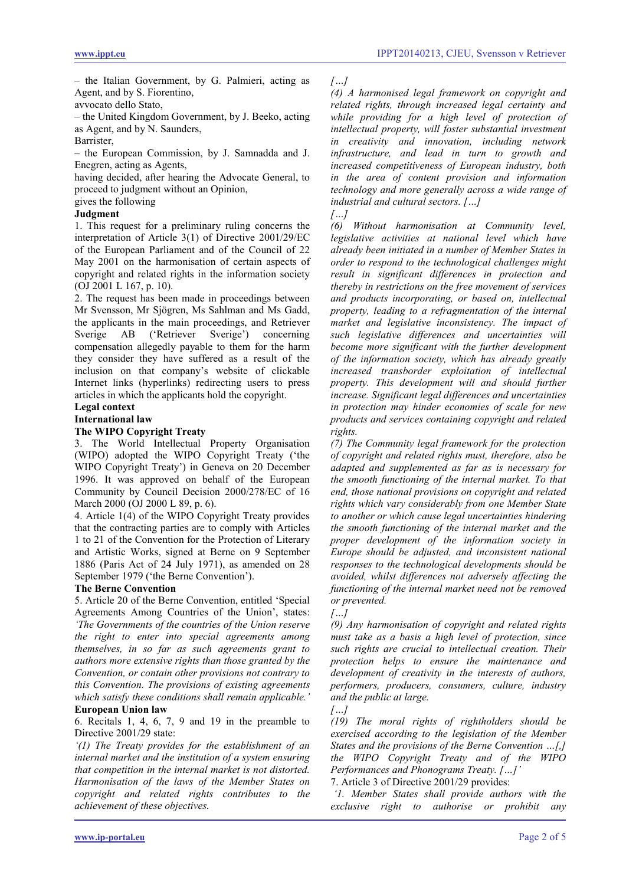– the Italian Government, by G. Palmieri, acting as Agent, and by S. Fiorentino,
avvocato dello Stato,
– the United Kingdom Government, by J. Beeko, acting as Agent, and by N. Saunders,
Barrister,
– the European Commission, by J. Samnadda and J. Enegren, acting as Agents,
having decided, after hearing the Advocate General, to proceed to judgment without an Opinion,
gives the following

**Judgment**

1. This request for a preliminary ruling concerns the interpretation of Article 3(1) of Directive 2001/29/EC of the European Parliament and of the Council of 22 May 2001 on the harmonisation of certain aspects of copyright and related rights in the information society (OJ 2001 L 167, p. 10).

2. The request has been made in proceedings between Mr Svensson, Mr Sjögren, Ms Sahlman and Ms Gadd, the applicants in the main proceedings, and Retriever Sverige AB ('Retriever Sverige') concerning compensation allegedly payable to them for the harm they consider they have suffered as a result of the inclusion on that company's website of clickable Internet links (hyperlinks) redirecting users to press articles in which the applicants hold the copyright.

**Legal context**

**International law**

**The WIPO Copyright Treaty**

3. The World Intellectual Property Organisation (WIPO) adopted the WIPO Copyright Treaty ('the WIPO Copyright Treaty') in Geneva on 20 December 1996. It was approved on behalf of the European Community by Council Decision 2000/278/EC of 16 March 2000 (OJ 2000 L 89, p. 6).

4. Article 1(4) of the WIPO Copyright Treaty provides that the contracting parties are to comply with Articles 1 to 21 of the Convention for the Protection of Literary and Artistic Works, signed at Berne on 9 September 1886 (Paris Act of 24 July 1971), as amended on 28 September 1979 ('the Berne Convention').

**The Berne Convention**

5. Article 20 of the Berne Convention, entitled 'Special Agreements Among Countries of the Union', states:
*'The Governments of the countries of the Union reserve the right to enter into special agreements among themselves, in so far as such agreements grant to authors more extensive rights than those granted by the Convention, or contain other provisions not contrary to this Convention. The provisions of existing agreements which satisfy these conditions shall remain applicable.'*

**European Union law**

6. Recitals 1, 4, 6, 7, 9 and 19 in the preamble to Directive 2001/29 state:
*'(1) The Treaty provides for the establishment of an internal market and the institution of a system ensuring that competition in the internal market is not distorted. Harmonisation of the laws of the Member States on copyright and related rights contributes to the achievement of these objectives.*
*[…]*
*(4) A harmonised legal framework on copyright and related rights, through increased legal certainty and while providing for a high level of protection of intellectual property, will foster substantial investment in creativity and innovation, including network infrastructure, and lead in turn to growth and increased competitiveness of European industry, both in the area of content provision and information technology and more generally across a wide range of industrial and cultural sectors. […]*
*[…]*
*(6) Without harmonisation at Community level, legislative activities at national level which have already been initiated in a number of Member States in order to respond to the technological challenges might result in significant differences in protection and thereby in restrictions on the free movement of services and products incorporating, or based on, intellectual property, leading to a refragmentation of the internal market and legislative inconsistency. The impact of such legislative differences and uncertainties will become more significant with the further development of the information society, which has already greatly increased transborder exploitation of intellectual property. This development will and should further increase. Significant legal differences and uncertainties in protection may hinder economies of scale for new products and services containing copyright and related rights.*
*(7) The Community legal framework for the protection of copyright and related rights must, therefore, also be adapted and supplemented as far as is necessary for the smooth functioning of the internal market. To that end, those national provisions on copyright and related rights which vary considerably from one Member State to another or which cause legal uncertainties hindering the smooth functioning of the internal market and the proper development of the information society in Europe should be adjusted, and inconsistent national responses to the technological developments should be avoided, whilst differences not adversely affecting the functioning of the internal market need not be removed or prevented.*
*[…]*
*(9) Any harmonisation of copyright and related rights must take as a basis a high level of protection, since such rights are crucial to intellectual creation. Their protection helps to ensure the maintenance and development of creativity in the interests of authors, performers, producers, consumers, culture, industry and the public at large.*
*[…]*
*(19) The moral rights of rightholders should be exercised according to the legislation of the Member States and the provisions of the Berne Convention …[,] the WIPO Copyright Treaty and of the WIPO Performances and Phonograms Treaty. […]'*

7. Article 3 of Directive 2001/29 provides:
*'1. Member States shall provide authors with the exclusive right to authorise or prohibit any*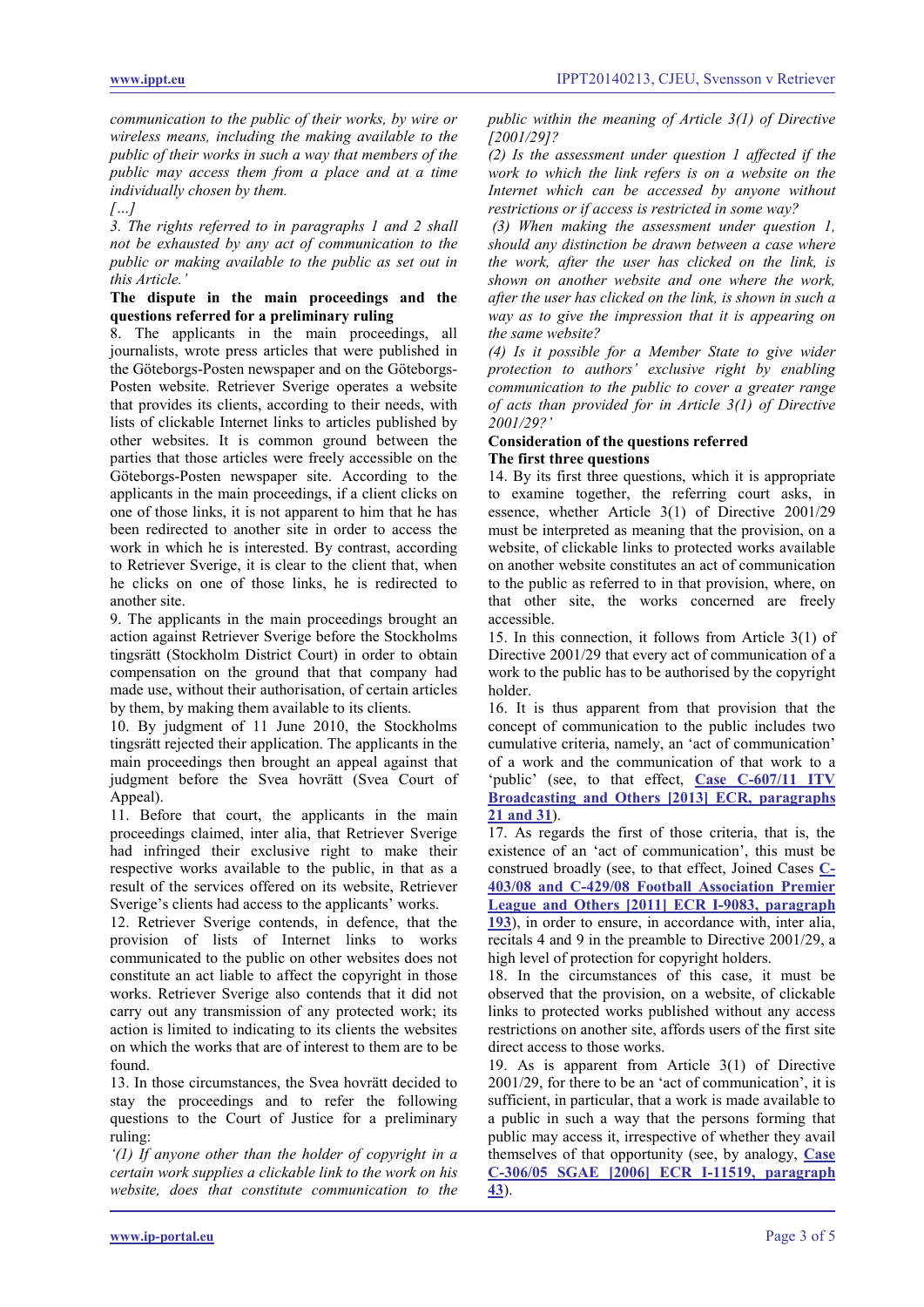*communication to the public of their works, by wire or wireless means, including the making available to the public of their works in such a way that members of the public may access them from a place and at a time individually chosen by them.*

*[…]*

*3. The rights referred to in paragraphs 1 and 2 shall not be exhausted by any act of communication to the public or making available to the public as set out in this Article.'*

**The dispute in the main proceedings and the questions referred for a preliminary ruling**

8. The applicants in the main proceedings, all journalists, wrote press articles that were published in the Göteborgs-Posten newspaper and on the Göteborgs-Posten website. Retriever Sverige operates a website that provides its clients, according to their needs, with lists of clickable Internet links to articles published by other websites. It is common ground between the parties that those articles were freely accessible on the Göteborgs-Posten newspaper site. According to the applicants in the main proceedings, if a client clicks on one of those links, it is not apparent to him that he has been redirected to another site in order to access the work in which he is interested. By contrast, according to Retriever Sverige, it is clear to the client that, when he clicks on one of those links, he is redirected to another site.

9. The applicants in the main proceedings brought an action against Retriever Sverige before the Stockholms tingsrätt (Stockholm District Court) in order to obtain compensation on the ground that that company had made use, without their authorisation, of certain articles by them, by making them available to its clients.

10. By judgment of 11 June 2010, the Stockholms tingsrätt rejected their application. The applicants in the main proceedings then brought an appeal against that judgment before the Svea hovrätt (Svea Court of Appeal).

11. Before that court, the applicants in the main proceedings claimed, inter alia, that Retriever Sverige had infringed their exclusive right to make their respective works available to the public, in that as a result of the services offered on its website, Retriever Sverige's clients had access to the applicants' works.

12. Retriever Sverige contends, in defence, that the provision of lists of Internet links to works communicated to the public on other websites does not constitute an act liable to affect the copyright in those works. Retriever Sverige also contends that it did not carry out any transmission of any protected work; its action is limited to indicating to its clients the websites on which the works that are of interest to them are to be found.

13. In those circumstances, the Svea hovrätt decided to stay the proceedings and to refer the following questions to the Court of Justice for a preliminary ruling:

*'(1) If anyone other than the holder of copyright in a certain work supplies a clickable link to the work on his website, does that constitute communication to the public within the meaning of Article 3(1) of Directive [2001/29]?*

*(2) Is the assessment under question 1 affected if the work to which the link refers is on a website on the Internet which can be accessed by anyone without restrictions or if access is restricted in some way?*

*(3) When making the assessment under question 1, should any distinction be drawn between a case where the work, after the user has clicked on the link, is shown on another website and one where the work, after the user has clicked on the link, is shown in such a way as to give the impression that it is appearing on the same website?*

*(4) Is it possible for a Member State to give wider protection to authors' exclusive right by enabling communication to the public to cover a greater range of acts than provided for in Article 3(1) of Directive 2001/29?'*

**Consideration of the questions referred**

**The first three questions**

14. By its first three questions, which it is appropriate to examine together, the referring court asks, in essence, whether Article 3(1) of Directive 2001/29 must be interpreted as meaning that the provision, on a website, of clickable links to protected works available on another website constitutes an act of communication to the public as referred to in that provision, where, on that other site, the works concerned are freely accessible.

15. In this connection, it follows from Article 3(1) of Directive 2001/29 that every act of communication of a work to the public has to be authorised by the copyright holder.

16. It is thus apparent from that provision that the concept of communication to the public includes two cumulative criteria, namely, an 'act of communication' of a work and the communication of that work to a 'public' (see, to that effect, **Case C-607/11 ITV Broadcasting and Others [2013] ECR, paragraphs 21 and 31**).

17. As regards the first of those criteria, that is, the existence of an 'act of communication', this must be construed broadly (see, to that effect, Joined Cases **C-403/08 and C-429/08 Football Association Premier League and Others [2011] ECR I-9083, paragraph 193**), in order to ensure, in accordance with, inter alia, recitals 4 and 9 in the preamble to Directive 2001/29, a high level of protection for copyright holders.

18. In the circumstances of this case, it must be observed that the provision, on a website, of clickable links to protected works published without any access restrictions on another site, affords users of the first site direct access to those works.

19. As is apparent from Article 3(1) of Directive 2001/29, for there to be an 'act of communication', it is sufficient, in particular, that a work is made available to a public in such a way that the persons forming that public may access it, irrespective of whether they avail themselves of that opportunity (see, by analogy, **Case C-306/05 SGAE [2006] ECR I-11519, paragraph 43**).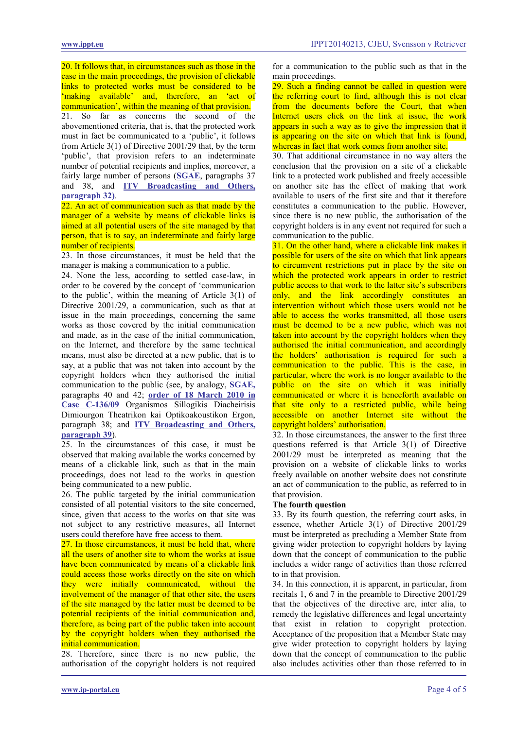20. It follows that, in circumstances such as those in the case in the main proceedings, the provision of clickable links to protected works must be considered to be 'making available' and, therefore, an 'act of communication', within the meaning of that provision.

21. So far as concerns the second of the abovementioned criteria, that is, that the protected work must in fact be communicated to a 'public', it follows from Article 3(1) of Directive 2001/29 that, by the term 'public', that provision refers to an indeterminate number of potential recipients and implies, moreover, a fairly large number of persons (**SGAE**, paragraphs 37 and 38, and **ITV Broadcasting and Others, paragraph 32**).

22. An act of communication such as that made by the manager of a website by means of clickable links is aimed at all potential users of the site managed by that person, that is to say, an indeterminate and fairly large number of recipients.

23. In those circumstances, it must be held that the manager is making a communication to a public.

24. None the less, according to settled case-law, in order to be covered by the concept of 'communication to the public', within the meaning of Article 3(1) of Directive 2001/29, a communication, such as that at issue in the main proceedings, concerning the same works as those covered by the initial communication and made, as in the case of the initial communication, on the Internet, and therefore by the same technical means, must also be directed at a new public, that is to say, at a public that was not taken into account by the copyright holders when they authorised the initial communication to the public (see, by analogy, **SGAE,** paragraphs 40 and 42; **order of 18 March 2010 in Case C-136/09** Organismos Sillogikis Diacheirisis Dimiourgon Theatrikon kai Optikoakoustikon Ergon, paragraph 38; and **ITV Broadcasting and Others, paragraph 39**).

25. In the circumstances of this case, it must be observed that making available the works concerned by means of a clickable link, such as that in the main proceedings, does not lead to the works in question being communicated to a new public.

26. The public targeted by the initial communication consisted of all potential visitors to the site concerned, since, given that access to the works on that site was not subject to any restrictive measures, all Internet users could therefore have free access to them.

27. In those circumstances, it must be held that, where all the users of another site to whom the works at issue have been communicated by means of a clickable link could access those works directly on the site on which they were initially communicated, without the involvement of the manager of that other site, the users of the site managed by the latter must be deemed to be potential recipients of the initial communication and, therefore, as being part of the public taken into account by the copyright holders when they authorised the initial communication.

28. Therefore, since there is no new public, the authorisation of the copyright holders is not required for a communication to the public such as that in the main proceedings.

29. Such a finding cannot be called in question were the referring court to find, although this is not clear from the documents before the Court, that when Internet users click on the link at issue, the work appears in such a way as to give the impression that it is appearing on the site on which that link is found, whereas in fact that work comes from another site.

30. That additional circumstance in no way alters the conclusion that the provision on a site of a clickable link to a protected work published and freely accessible on another site has the effect of making that work available to users of the first site and that it therefore constitutes a communication to the public. However, since there is no new public, the authorisation of the copyright holders is in any event not required for such a communication to the public.

31. On the other hand, where a clickable link makes it possible for users of the site on which that link appears to circumvent restrictions put in place by the site on which the protected work appears in order to restrict public access to that work to the latter site's subscribers only, and the link accordingly constitutes an intervention without which those users would not be able to access the works transmitted, all those users must be deemed to be a new public, which was not taken into account by the copyright holders when they authorised the initial communication, and accordingly the holders' authorisation is required for such a communication to the public. This is the case, in particular, where the work is no longer available to the public on the site on which it was initially communicated or where it is henceforth available on that site only to a restricted public, while being accessible on another Internet site without the copyright holders' authorisation.

32. In those circumstances, the answer to the first three questions referred is that Article 3(1) of Directive 2001/29 must be interpreted as meaning that the provision on a website of clickable links to works freely available on another website does not constitute an act of communication to the public, as referred to in that provision.

**The fourth question**

33. By its fourth question, the referring court asks, in essence, whether Article 3(1) of Directive 2001/29 must be interpreted as precluding a Member State from giving wider protection to copyright holders by laying down that the concept of communication to the public includes a wider range of activities than those referred to in that provision.

34. In this connection, it is apparent, in particular, from recitals 1, 6 and 7 in the preamble to Directive 2001/29 that the objectives of the directive are, inter alia, to remedy the legislative differences and legal uncertainty that exist in relation to copyright protection. Acceptance of the proposition that a Member State may give wider protection to copyright holders by laying down that the concept of communication to the public also includes activities other than those referred to in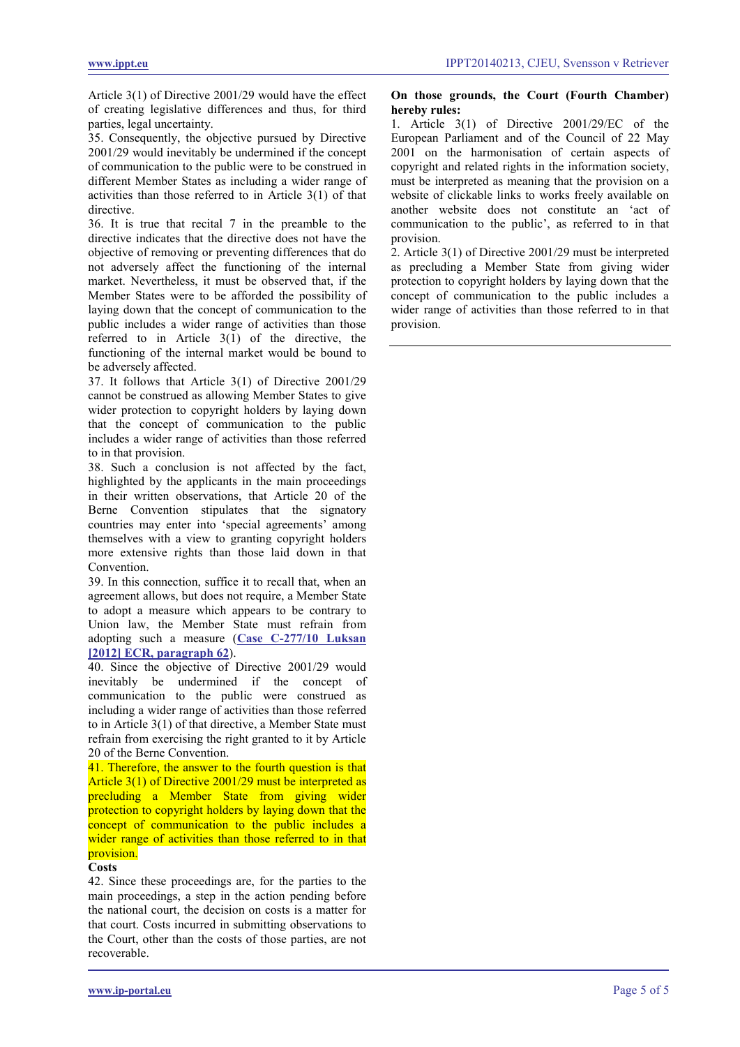Article 3(1) of Directive 2001/29 would have the effect of creating legislative differences and thus, for third parties, legal uncertainty.

35. Consequently, the objective pursued by Directive 2001/29 would inevitably be undermined if the concept of communication to the public were to be construed in different Member States as including a wider range of activities than those referred to in Article 3(1) of that directive.

36. It is true that recital 7 in the preamble to the directive indicates that the directive does not have the objective of removing or preventing differences that do not adversely affect the functioning of the internal market. Nevertheless, it must be observed that, if the Member States were to be afforded the possibility of laying down that the concept of communication to the public includes a wider range of activities than those referred to in Article 3(1) of the directive, the functioning of the internal market would be bound to be adversely affected.

37. It follows that Article 3(1) of Directive 2001/29 cannot be construed as allowing Member States to give wider protection to copyright holders by laying down that the concept of communication to the public includes a wider range of activities than those referred to in that provision.

38. Such a conclusion is not affected by the fact, highlighted by the applicants in the main proceedings in their written observations, that Article 20 of the Berne Convention stipulates that the signatory countries may enter into 'special agreements' among themselves with a view to granting copyright holders more extensive rights than those laid down in that Convention.

39. In this connection, suffice it to recall that, when an agreement allows, but does not require, a Member State to adopt a measure which appears to be contrary to Union law, the Member State must refrain from adopting such a measure (**Case C-277/10 Luksan [2012] ECR, paragraph 62**).

40. Since the objective of Directive 2001/29 would inevitably be undermined if the concept of communication to the public were construed as including a wider range of activities than those referred to in Article 3(1) of that directive, a Member State must refrain from exercising the right granted to it by Article 20 of the Berne Convention.

41. Therefore, the answer to the fourth question is that Article 3(1) of Directive 2001/29 must be interpreted as precluding a Member State from giving wider protection to copyright holders by laying down that the concept of communication to the public includes a wider range of activities than those referred to in that provision.

**Costs**

42. Since these proceedings are, for the parties to the main proceedings, a step in the action pending before the national court, the decision on costs is a matter for that court. Costs incurred in submitting observations to the Court, other than the costs of those parties, are not recoverable.

**On those grounds, the Court (Fourth Chamber) hereby rules:**

1. Article 3(1) of Directive 2001/29/EC of the European Parliament and of the Council of 22 May 2001 on the harmonisation of certain aspects of copyright and related rights in the information society, must be interpreted as meaning that the provision on a website of clickable links to works freely available on another website does not constitute an 'act of communication to the public', as referred to in that provision.

2. Article 3(1) of Directive 2001/29 must be interpreted as precluding a Member State from giving wider protection to copyright holders by laying down that the concept of communication to the public includes a wider range of activities than those referred to in that provision.